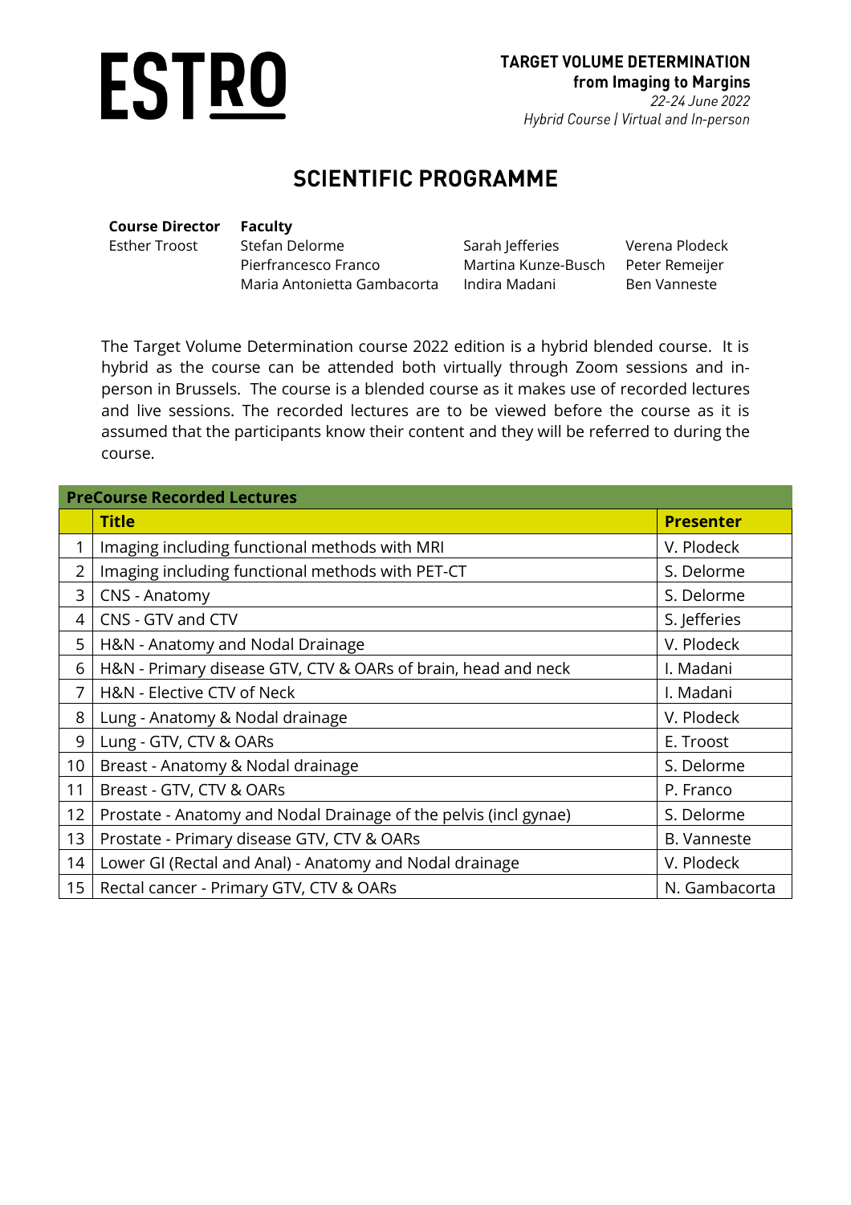ESTRO

**TARGET VOLUME DETERMINATION**
**from Imaging to Margins**
*22-24 June 2022*
*Hybrid Course | Virtual and In-person*

# SCIENTIFIC PROGRAMME

**Course Director**
Esther Troost

**Faculty**
Stefan Delorme
Pierfrancesco Franco
Maria Antonietta Gambacorta
Sarah Jefferies
Martina Kunze-Busch
Indira Madani
Verena Plodeck
Peter Remeijer
Ben Vanneste

The Target Volume Determination course 2022 edition is a hybrid blended course. It is hybrid as the course can be attended both virtually through Zoom sessions and in-person in Brussels. The course is a blended course as it makes use of recorded lectures and live sessions. The recorded lectures are to be viewed before the course as it is assumed that the participants know their content and they will be referred to during the course.

| **PreCourse Recorded Lectures** | | |
|---|---|---|
| | **Title** | **Presenter** |
| 1 | Imaging including functional methods with MRI | V. Plodeck |
| 2 | Imaging including functional methods with PET-CT | S. Delorme |
| 3 | CNS - Anatomy | S. Delorme |
| 4 | CNS - GTV and CTV | S. Jefferies |
| 5 | H&N - Anatomy and Nodal Drainage | V. Plodeck |
| 6 | H&N - Primary disease GTV, CTV & OARs of brain, head and neck | I. Madani |
| 7 | H&N - Elective CTV of Neck | I. Madani |
| 8 | Lung - Anatomy & Nodal drainage | V. Plodeck |
| 9 | Lung - GTV, CTV & OARs | E. Troost |
| 10 | Breast - Anatomy & Nodal drainage | S. Delorme |
| 11 | Breast - GTV, CTV & OARs | P. Franco |
| 12 | Prostate - Anatomy and Nodal Drainage of the pelvis (incl gynae) | S. Delorme |
| 13 | Prostate - Primary disease GTV, CTV & OARs | B. Vanneste |
| 14 | Lower GI (Rectal and Anal) - Anatomy and Nodal drainage | V. Plodeck |
| 15 | Rectal cancer - Primary GTV, CTV & OARs | N. Gambacorta |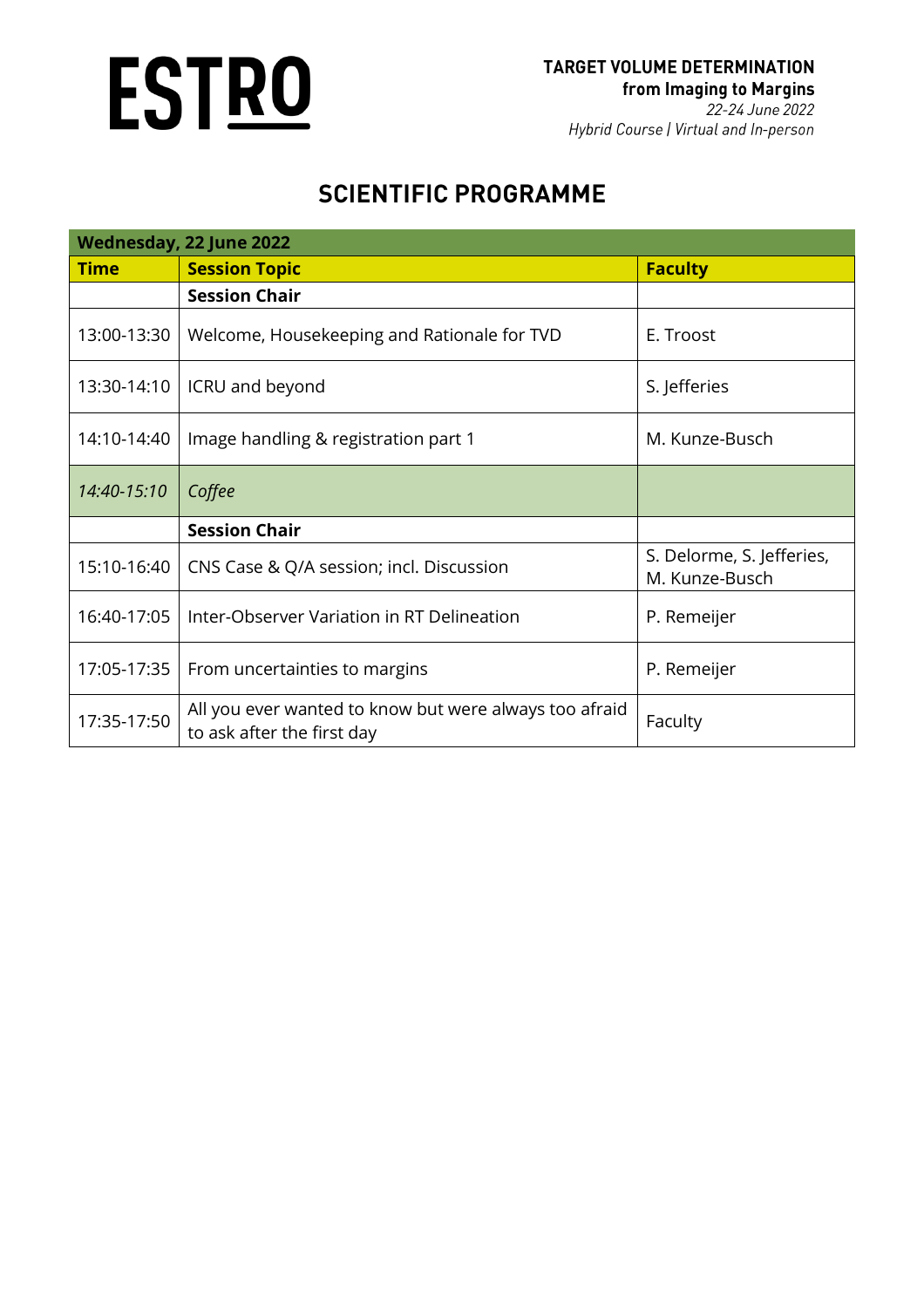ESTRO

**TARGET VOLUME DETERMINATION**
**from Imaging to Margins**
*22-24 June 2022*
*Hybrid Course | Virtual and In-person*

## SCIENTIFIC PROGRAMME

| Wednesday, 22 June 2022 | | |
|---|---|---|
| **Time** | **Session Topic** | **Faculty** |
| | **Session Chair** | |
| 13:00-13:30 | Welcome, Housekeeping and Rationale for TVD | E. Troost |
| 13:30-14:10 | ICRU and beyond | S. Jefferies |
| 14:10-14:40 | Image handling & registration part 1 | M. Kunze-Busch |
| *14:40-15:10* | *Coffee* | |
| | **Session Chair** | |
| 15:10-16:40 | CNS Case & Q/A session; incl. Discussion | S. Delorme, S. Jefferies, M. Kunze-Busch |
| 16:40-17:05 | Inter-Observer Variation in RT Delineation | P. Remeijer |
| 17:05-17:35 | From uncertainties to margins | P. Remeijer |
| 17:35-17:50 | All you ever wanted to know but were always too afraid to ask after the first day | Faculty |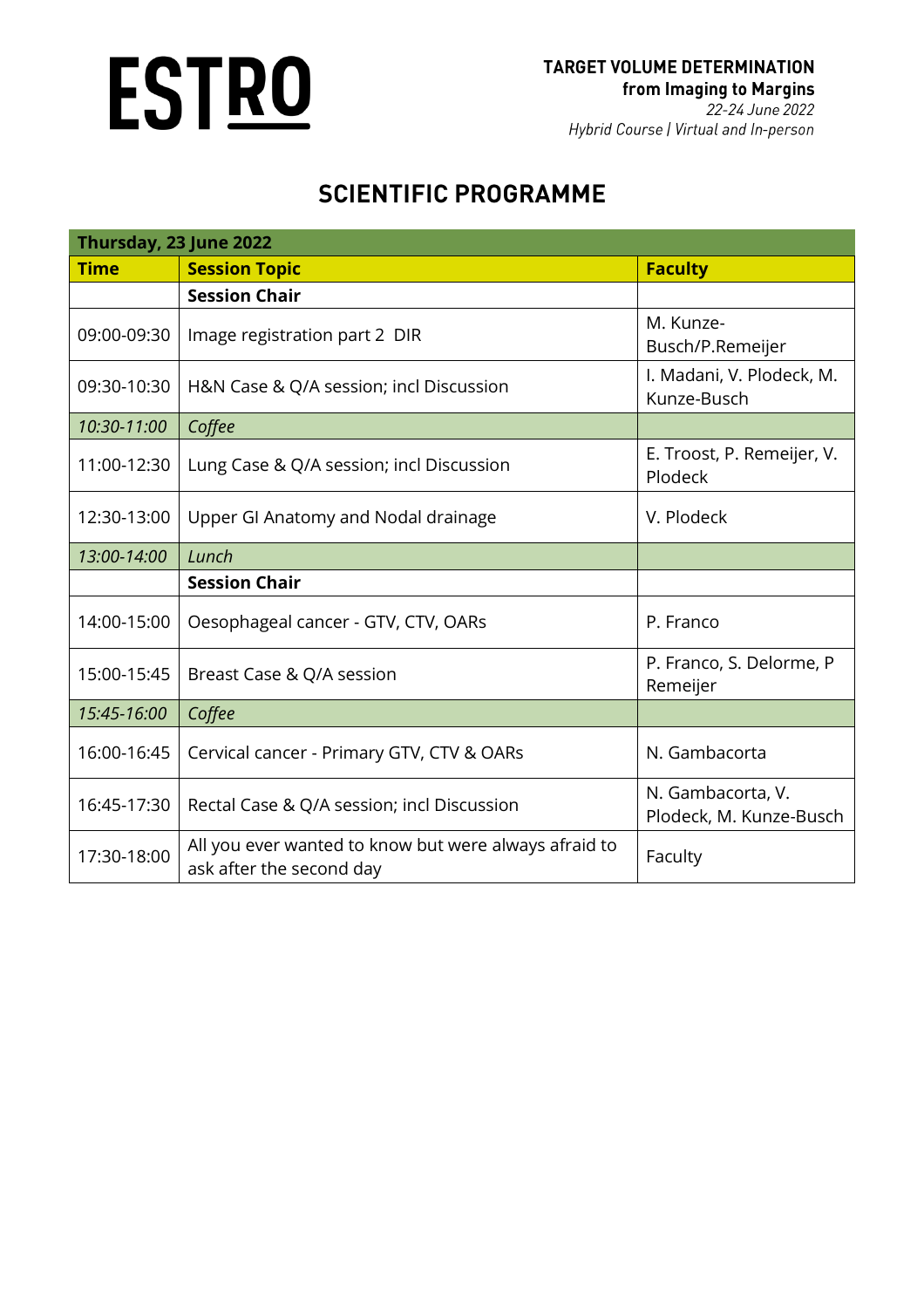**ESTRO**

**TARGET VOLUME DETERMINATION**
**from Imaging to Margins**
*22-24 June 2022*
*Hybrid Course | Virtual and In-person*

# SCIENTIFIC PROGRAMME

| **Thursday, 23 June 2022** | | |
|---|---|---|
| **Time** | **Session Topic** | **Faculty** |
| | **Session Chair** | |
| 09:00-09:30 | Image registration part 2 DIR | M. Kunze-Busch/P.Remeijer |
| 09:30-10:30 | H&N Case & Q/A session; incl Discussion | I. Madani, V. Plodeck, M. Kunze-Busch |
| *10:30-11:00* | *Coffee* | |
| 11:00-12:30 | Lung Case & Q/A session; incl Discussion | E. Troost, P. Remeijer, V. Plodeck |
| 12:30-13:00 | Upper GI Anatomy and Nodal drainage | V. Plodeck |
| *13:00-14:00* | *Lunch* | |
| | **Session Chair** | |
| 14:00-15:00 | Oesophageal cancer - GTV, CTV, OARs | P. Franco |
| 15:00-15:45 | Breast Case & Q/A session | P. Franco, S. Delorme, P Remeijer |
| *15:45-16:00* | *Coffee* | |
| 16:00-16:45 | Cervical cancer - Primary GTV, CTV & OARs | N. Gambacorta |
| 16:45-17:30 | Rectal Case & Q/A session; incl Discussion | N. Gambacorta, V. Plodeck, M. Kunze-Busch |
| 17:30-18:00 | All you ever wanted to know but were always afraid to ask after the second day | Faculty |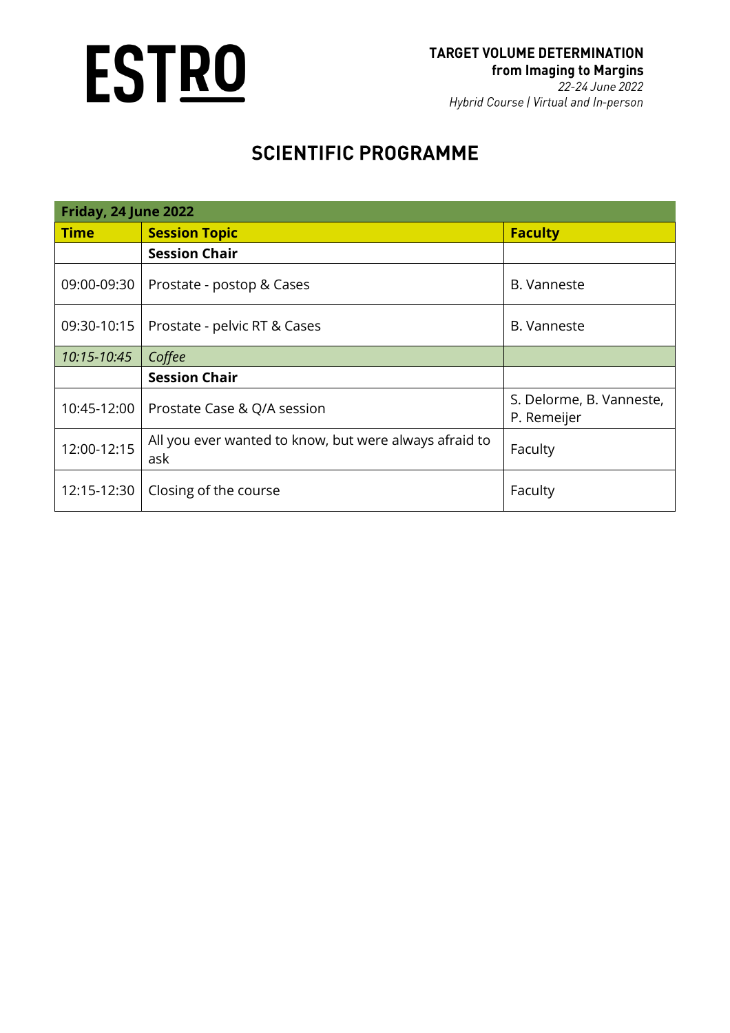**ESTRO**

**TARGET VOLUME DETERMINATION**
**from Imaging to Margins**
*22-24 June 2022*
*Hybrid Course | Virtual and In-person*

## SCIENTIFIC PROGRAMME

| **Friday, 24 June 2022** | | |
|---|---|---|
| **Time** | **Session Topic** | **Faculty** |
| | **Session Chair** | |
| 09:00-09:30 | Prostate - postop & Cases | B. Vanneste |
| 09:30-10:15 | Prostate - pelvic RT & Cases | B. Vanneste |
| *10:15-10:45* | *Coffee* | |
| | **Session Chair** | |
| 10:45-12:00 | Prostate Case & Q/A session | S. Delorme, B. Vanneste, P. Remeijer |
| 12:00-12:15 | All you ever wanted to know, but were always afraid to ask | Faculty |
| 12:15-12:30 | Closing of the course | Faculty |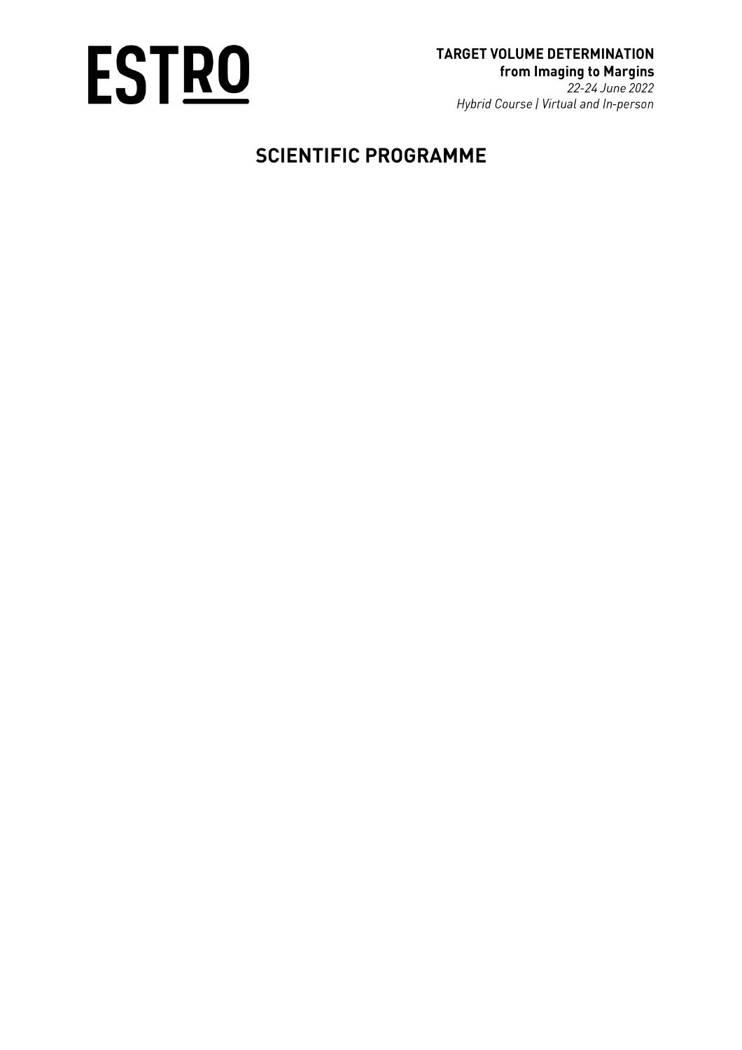## SCIENTIFIC PROGRAMME